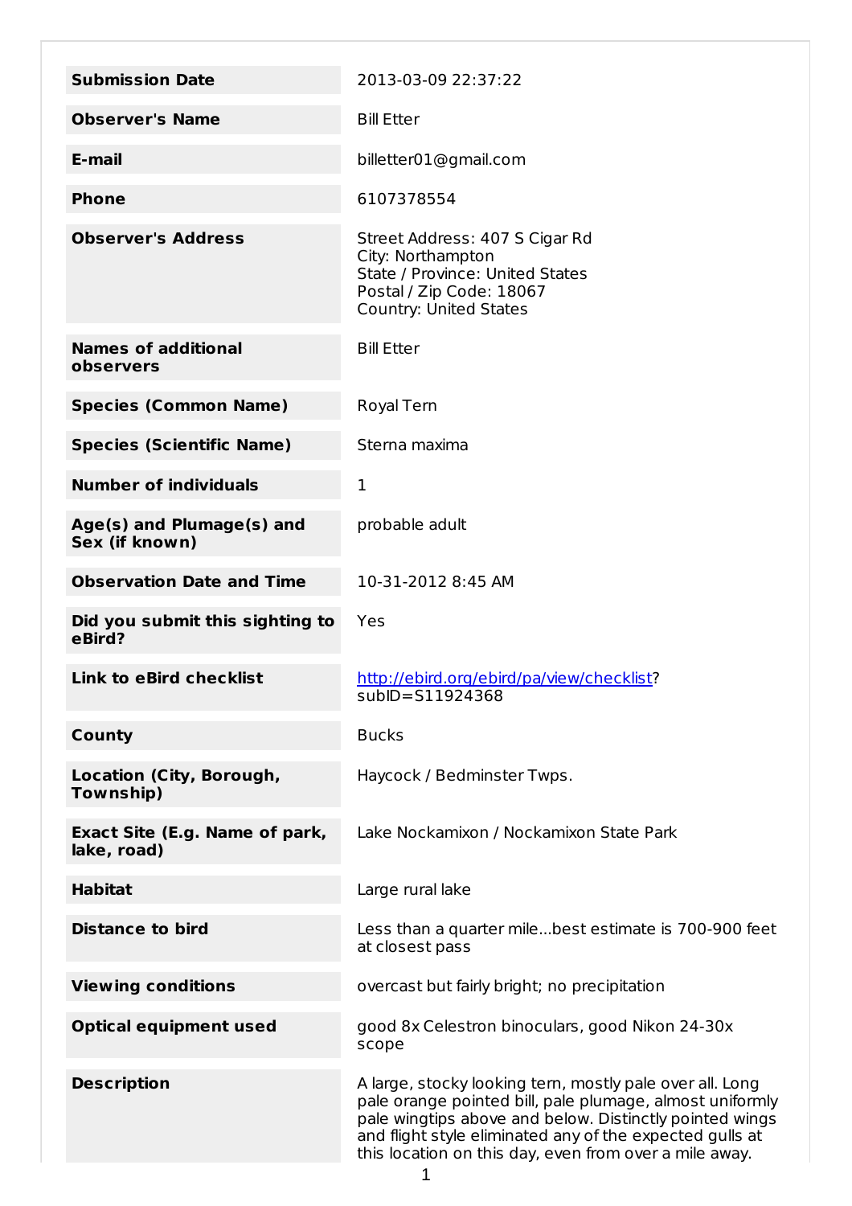| | |
|---|---|
| **Submission Date** | 2013-03-09 22:37:22 |
| **Observer's Name** | Bill Etter |
| **E-mail** | billetter01@gmail.com |
| **Phone** | 6107378554 |
| **Observer's Address** | Street Address: 407 S Cigar Rd<br>City: Northampton<br>State / Province: United States<br>Postal / Zip Code: 18067<br>Country: United States |
| **Names of additional observers** | Bill Etter |
| **Species (Common Name)** | Royal Tern |
| **Species (Scientific Name)** | Sterna maxima |
| **Number of individuals** | 1 |
| **Age(s) and Plumage(s) and Sex (if known)** | probable adult |
| **Observation Date and Time** | 10-31-2012 8:45 AM |
| **Did you submit this sighting to eBird?** | Yes |
| **Link to eBird checklist** | [http://ebird.org/ebird/pa/view/checklist](http://ebird.org/ebird/pa/view/checklist)?subID=S11924368 |
| **County** | Bucks |
| **Location (City, Borough, Township)** | Haycock / Bedminster Twps. |
| **Exact Site (E.g. Name of park, lake, road)** | Lake Nockamixon / Nockamixon State Park |
| **Habitat** | Large rural lake |
| **Distance to bird** | Less than a quarter mile...best estimate is 700-900 feet at closest pass |
| **Viewing conditions** | overcast but fairly bright; no precipitation |
| **Optical equipment used** | good 8x Celestron binoculars, good Nikon 24-30x scope |
| **Description** | A large, stocky looking tern, mostly pale over all. Long pale orange pointed bill, pale plumage, almost uniformly pale wingtips above and below. Distinctly pointed wings and flight style eliminated any of the expected gulls at this location on this day, even from over a mile away. |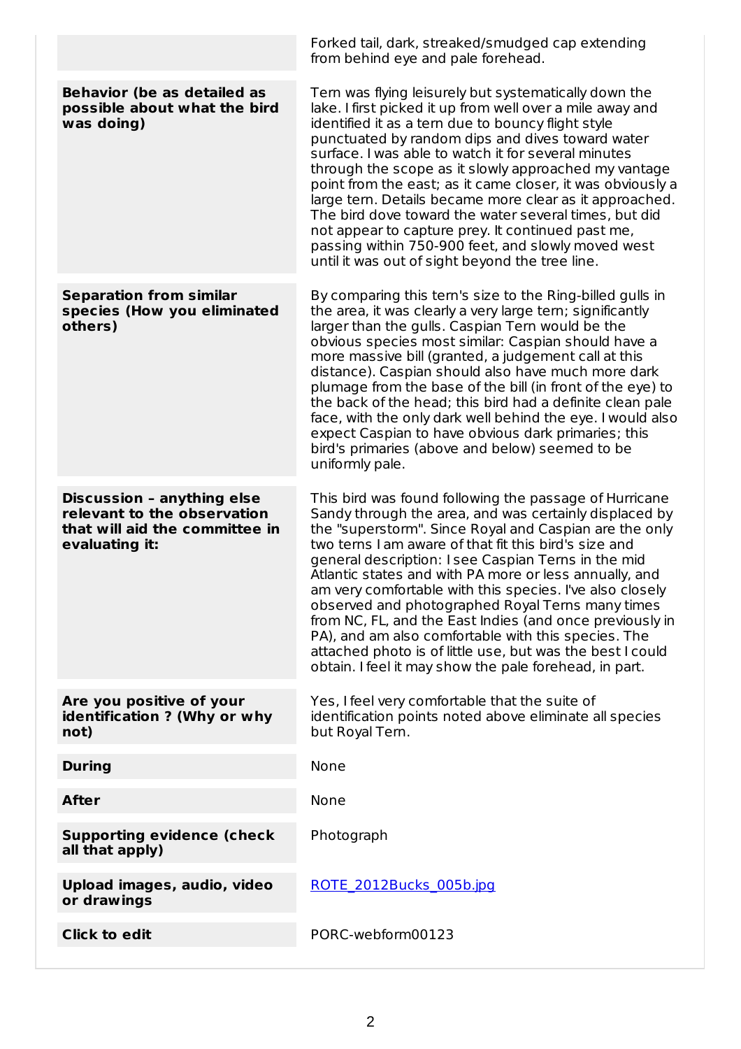| | |
|---|---|
| | Forked tail, dark, streaked/smudged cap extending from behind eye and pale forehead. |
| **Behavior (be as detailed as possible about what the bird was doing)** | Tern was flying leisurely but systematically down the lake. I first picked it up from well over a mile away and identified it as a tern due to bouncy flight style punctuated by random dips and dives toward water surface. I was able to watch it for several minutes through the scope as it slowly approached my vantage point from the east; as it came closer, it was obviously a large tern. Details became more clear as it approached. The bird dove toward the water several times, but did not appear to capture prey. It continued past me, passing within 750-900 feet, and slowly moved west until it was out of sight beyond the tree line. |
| **Separation from similar species (How you eliminated others)** | By comparing this tern's size to the Ring-billed gulls in the area, it was clearly a very large tern; significantly larger than the gulls. Caspian Tern would be the obvious species most similar: Caspian should have a more massive bill (granted, a judgement call at this distance). Caspian should also have much more dark plumage from the base of the bill (in front of the eye) to the back of the head; this bird had a definite clean pale face, with the only dark well behind the eye. I would also expect Caspian to have obvious dark primaries; this bird's primaries (above and below) seemed to be uniformly pale. |
| **Discussion – anything else relevant to the observation that will aid the committee in evaluating it:** | This bird was found following the passage of Hurricane Sandy through the area, and was certainly displaced by the "superstorm". Since Royal and Caspian are the only two terns I am aware of that fit this bird's size and general description: I see Caspian Terns in the mid Atlantic states and with PA more or less annually, and am very comfortable with this species. I've also closely observed and photographed Royal Terns many times from NC, FL, and the East Indies (and once previously in PA), and am also comfortable with this species. The attached photo is of little use, but was the best I could obtain. I feel it may show the pale forehead, in part. |
| **Are you positive of your identification ? (Why or why not)** | Yes, I feel very comfortable that the suite of identification points noted above eliminate all species but Royal Tern. |
| **During** | None |
| **After** | None |
| **Supporting evidence (check all that apply)** | Photograph |
| **Upload images, audio, video or drawings** | ROTE_2012Bucks_005b.jpg |
| **Click to edit** | PORC-webform00123 |